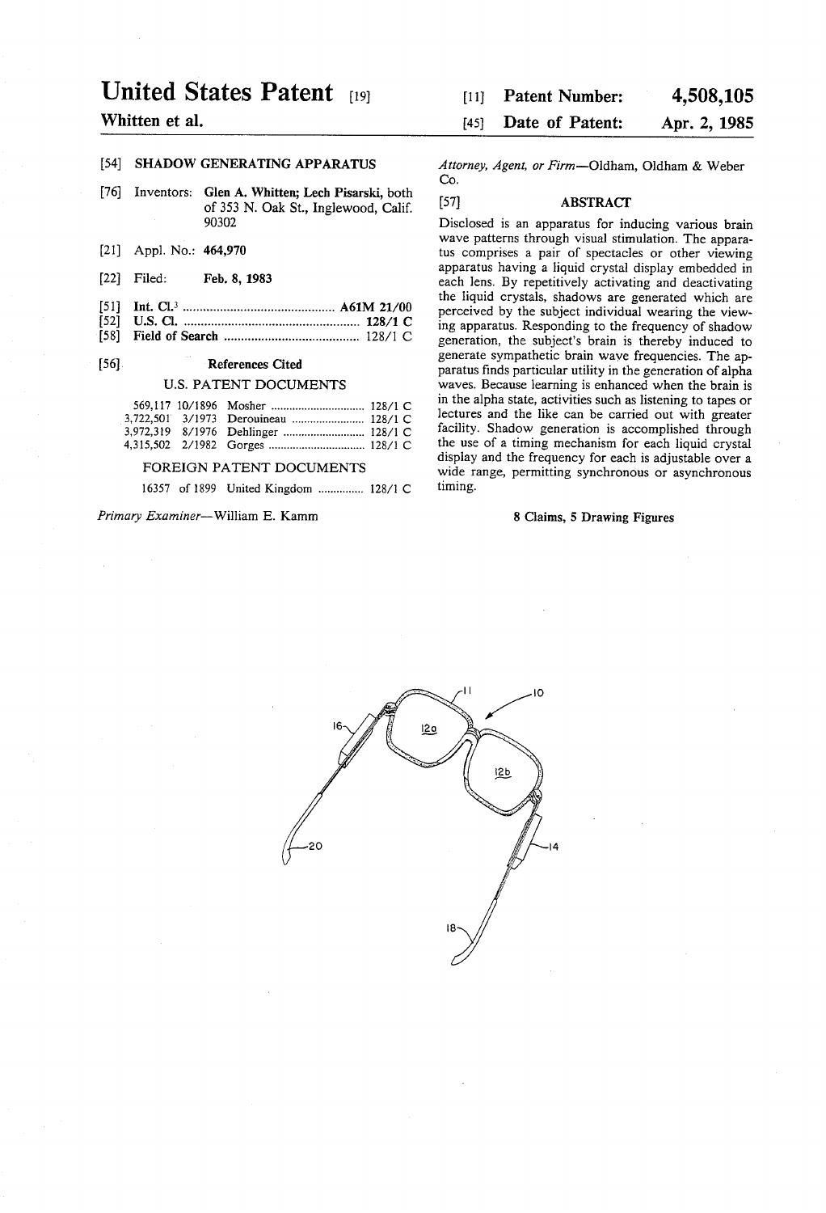# United States Patent [19]

**Whitten et al.**

[11] **Patent Number:** **4,508,105**

[45] **Date of Patent:** **Apr. 2, 1985**

[54] **SHADOW GENERATING APPARATUS**

[76] Inventors: **Glen A. Whitten; Lech Pisarski,** both of 353 N. Oak St., Inglewood, Calif. 90302

[21] Appl. No.: **464,970**

[22] Filed: **Feb. 8, 1983**

[51] **Int. Cl.**[3] .............................................. **A61M 21/00**

[52] **U.S. Cl.** ..................................................... **128/1 C**

[58] **Field of Search** ......................................... 128/1 C

[56] **References Cited**

U.S. PATENT DOCUMENTS

| | | | |
|---|---|---|---|
| 569,117 | 10/1896 | Mosher | 128/1 C |
| 3,722,501 | 3/1973 | Derouineau | 128/1 C |
| 3,972,319 | 8/1976 | Dehlinger | 128/1 C |
| 4,315,502 | 2/1982 | Gorges | 128/1 C |

FOREIGN PATENT DOCUMENTS

| | | |
|---|---|---|
| 16357 of 1899 | United Kingdom | 128/1 C |

*Primary Examiner*—William E. Kamm

*Attorney, Agent, or Firm*—Oldham, Oldham & Weber Co.

[57] **ABSTRACT**

Disclosed is an apparatus for inducing various brain wave patterns through visual stimulation. The apparatus comprises a pair of spectacles or other viewing apparatus having a liquid crystal display embedded in each lens. By repetitively activating and deactivating the liquid crystals, shadows are generated which are perceived by the subject individual wearing the viewing apparatus. Responding to the frequency of shadow generation, the subject's brain is thereby induced to generate sympathetic brain wave frequencies. The apparatus finds particular utility in the generation of alpha waves. Because learning is enhanced when the brain is in the alpha state, activities such as listening to tapes or lectures and the like can be carried out with greater facility. Shadow generation is accomplished through the use of a timing mechanism for each liquid crystal display and the frequency for each is adjustable over a wide range, permitting synchronous or asynchronous timing.

**8 Claims, 5 Drawing Figures**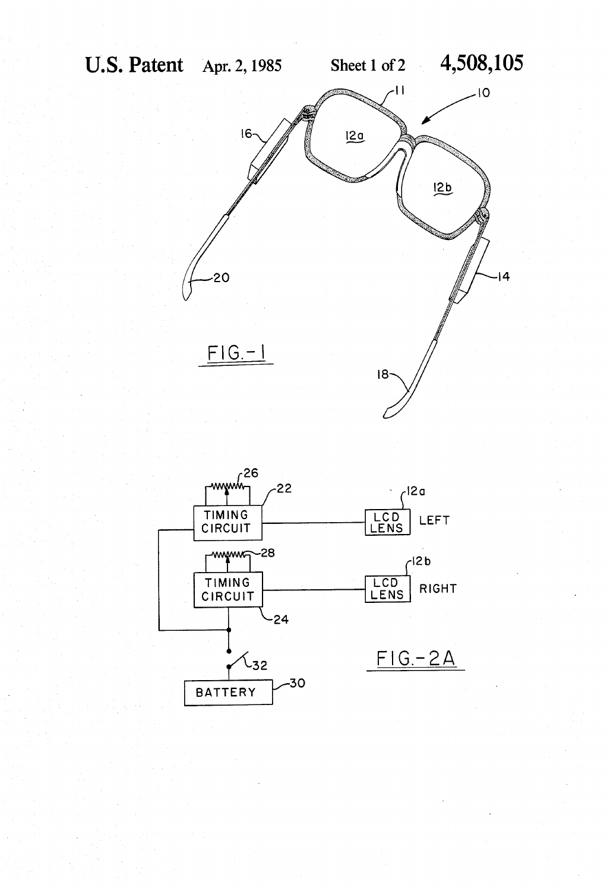FIG.-1

FIG.-2A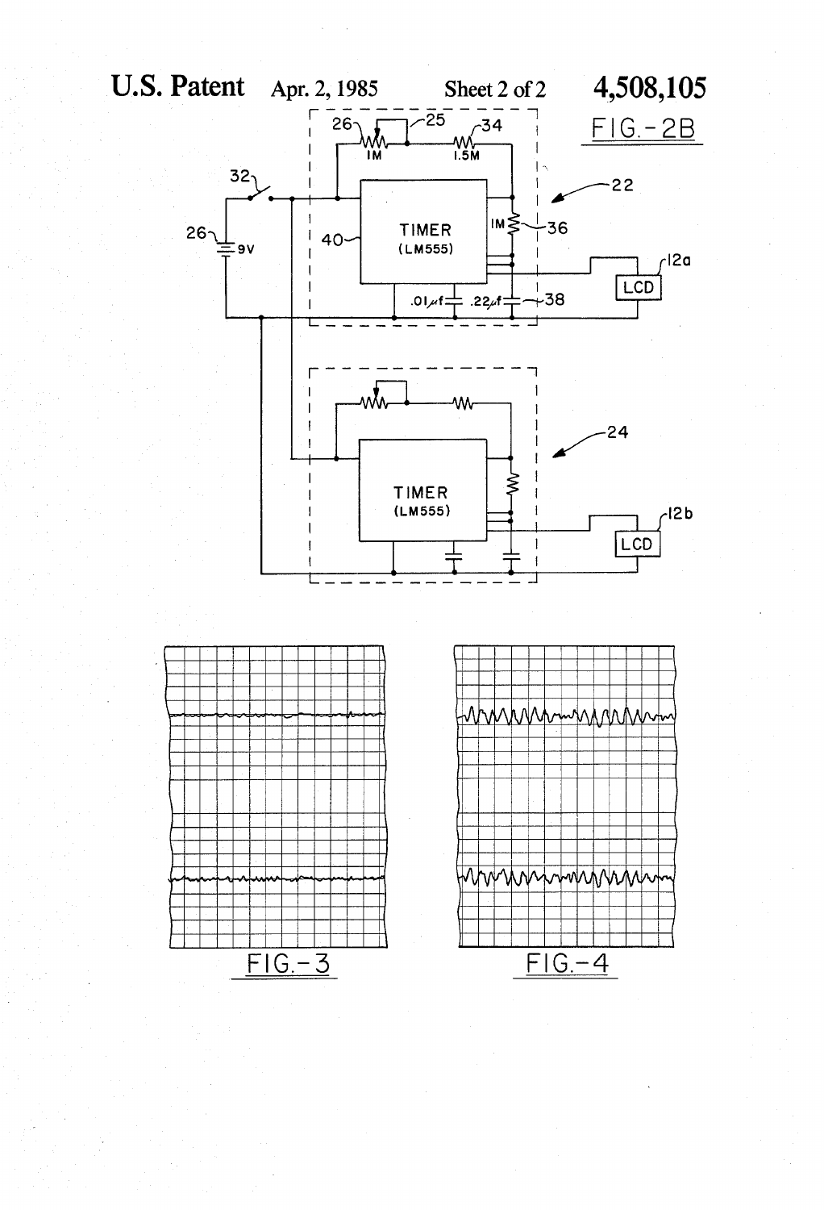FIG.-2B

FIG.-3

FIG.-4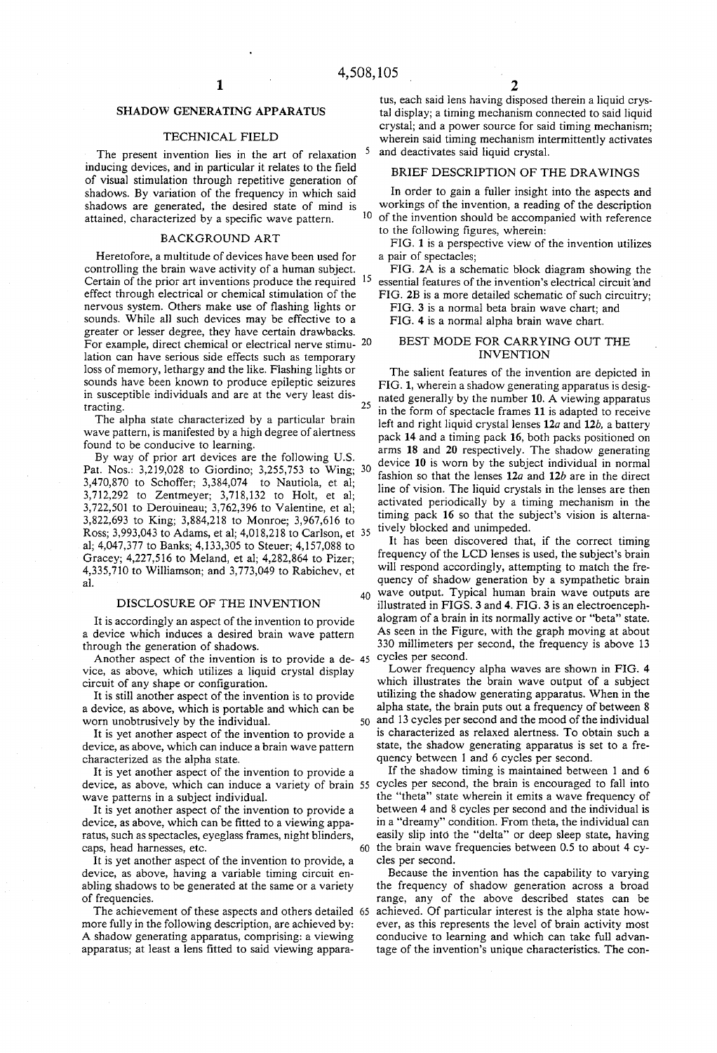# SHADOW GENERATING APPARATUS

## TECHNICAL FIELD

The present invention lies in the art of relaxation inducing devices, and in particular it relates to the field of visual stimulation through repetitive generation of shadows. By variation of the frequency in which said shadows are generated, the desired state of mind is attained, characterized by a specific wave pattern.

## BACKGROUND ART

Heretofore, a multitude of devices have been used for controlling the brain wave activity of a human subject. Certain of the prior art inventions produce the required effect through electrical or chemical stimulation of the nervous system. Others make use of flashing lights or sounds. While all such devices may be effective to a greater or lesser degree, they have certain drawbacks. For example, direct chemical or electrical nerve stimulation can have serious side effects such as temporary loss of memory, lethargy and the like. Flashing lights or sounds have been known to produce epileptic seizures in susceptible individuals and are at the very least distracting.

The alpha state characterized by a particular brain wave pattern, is manifested by a high degree of alertness found to be conducive to learning.

By way of prior art devices are the following U.S. Pat. Nos.: 3,219,028 to Giordino; 3,255,753 to Wing; 3,470,870 to Schoffer; 3,384,074 to Nautiola, et al; 3,712,292 to Zentmeyer; 3,718,132 to Holt, et al; 3,722,501 to Derouineau; 3,762,396 to Valentine, et al; 3,822,693 to King; 3,884,218 to Monroe; 3,967,616 to Ross; 3,993,043 to Adams, et al; 4,018,218 to Carlson, et al; 4,047,377 to Banks; 4,133,305 to Steuer; 4,157,088 to Gracey; 4,227,516 to Meland, et al; 4,282,864 to Pizer; 4,335,710 to Williamson; and 3,773,049 to Rabichev, et al.

## DISCLOSURE OF THE INVENTION

It is accordingly an aspect of the invention to provide a device which induces a desired brain wave pattern through the generation of shadows.

Another aspect of the invention is to provide a device, as above, which utilizes a liquid crystal display circuit of any shape or configuration.

It is still another aspect of the invention is to provide a device, as above, which is portable and which can be worn unobtrusively by the individual.

It is yet another aspect of the invention to provide a device, as above, which can induce a brain wave pattern characterized as the alpha state.

It is yet another aspect of the invention to provide a device, as above, which can induce a variety of brain wave patterns in a subject individual.

It is yet another aspect of the invention to provide a device, as above, which can be fitted to a viewing apparatus, such as spectacles, eyeglass frames, night blinders, caps, head harnesses, etc.

It is yet another aspect of the invention to provide, a device, as above, having a variable timing circuit enabling shadows to be generated at the same or a variety of frequencies.

The achievement of these aspects and others detailed more fully in the following description, are achieved by: A shadow generating apparatus, comprising: a viewing apparatus; at least a lens fitted to said viewing apparatus, each said lens having disposed therein a liquid crystal display; a timing mechanism connected to said liquid crystal; and a power source for said timing mechanism; wherein said timing mechanism intermittently activates and deactivates said liquid crystal.

## BRIEF DESCRIPTION OF THE DRAWINGS

In order to gain a fuller insight into the aspects and workings of the invention, a reading of the description of the invention should be accompanied with reference to the following figures, wherein:

FIG. 1 is a perspective view of the invention utilizes a pair of spectacles;

FIG. 2A is a schematic block diagram showing the essential features of the invention's electrical circuit and FIG. 2B is a more detailed schematic of such circuitry;

FIG. 3 is a normal beta brain wave chart; and

FIG. 4 is a normal alpha brain wave chart.

## BEST MODE FOR CARRYING OUT THE INVENTION

The salient features of the invention are depicted in FIG. 1, wherein a shadow generating apparatus is designated generally by the number **10**. A viewing apparatus in the form of spectacle frames **11** is adapted to receive left and right liquid crystal lenses **12***a* and **12***b*, a battery pack **14** and a timing pack **16**, both packs positioned on arms **18** and **20** respectively. The shadow generating device **10** is worn by the subject individual in normal fashion so that the lenses **12***a* and **12***b* are in the direct line of vision. The liquid crystals in the lenses are then activated periodically by a timing mechanism in the timing pack **16** so that the subject's vision is alternatively blocked and unimpeded.

It has been discovered that, if the correct timing frequency of the LCD lenses is used, the subject's brain will respond accordingly, attempting to match the frequency of shadow generation by a sympathetic brain wave output. Typical human brain wave outputs are illustrated in FIGS. 3 and 4. FIG. 3 is an electroencephalogram of a brain in its normally active or "beta" state. As seen in the Figure, with the graph moving at about 330 millimeters per second, the frequency is above 13 cycles per second.

Lower frequency alpha waves are shown in FIG. 4 which illustrates the brain wave output of a subject utilizing the shadow generating apparatus. When in the alpha state, the brain puts out a frequency of between 8 and 13 cycles per second and the mood of the individual is characterized as relaxed alertness. To obtain such a state, the shadow generating apparatus is set to a frequency between 1 and 6 cycles per second.

If the shadow timing is maintained between 1 and 6 cycles per second, the brain is encouraged to fall into the "theta" state wherein it emits a wave frequency of between 4 and 8 cycles per second and the individual is in a "dreamy" condition. From theta, the individual can easily slip into the "delta" or deep sleep state, having the brain wave frequencies between 0.5 to about 4 cycles per second.

Because the invention has the capability to varying the frequency of shadow generation across a broad range, any of the above described states can be achieved. Of particular interest is the alpha state however, as this represents the level of brain activity most conducive to learning and which can take full advantage of the invention's unique characteristics. The con-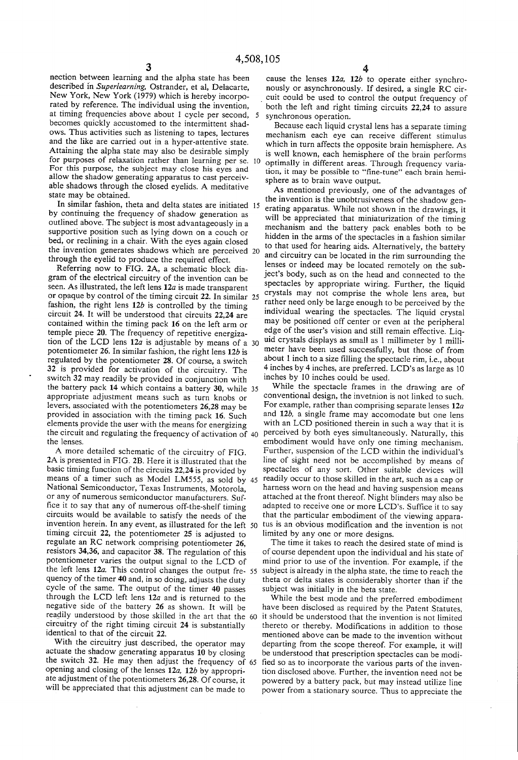nection between learning and the alpha state has been described in *Superlearning*, Ostrander, et al, Delacarte, New York, New York (1979) which is hereby incorporated by reference. The individual using the invention, at timing frequencies above about 1 cycle per second, becomes quickly accustomed to the intermittent shadows. Thus activities such as listening to tapes, lectures and the like are carried out in a hyper-attentive state. Attaining the alpha state may also be desirable simply for purposes of relaxation rather than learning per se. For this purpose, the subject may close his eyes and allow the shadow generating apparatus to cast perceivable shadows through the closed eyelids. A meditative state may be obtained.

In similar fashion, theta and delta states are initiated by continuing the frequency of shadow generation as outlined above. The subject is most advantageously in a supportive position such as lying down on a couch or bed, or reclining in a chair. With the eyes again closed the invention generates shadows which are perceived through the eyelid to produce the required effect.

Referring now to FIG. 2A, a schematic block diagram of the electrical circuitry of the invention can be seen. As illustrated, the left lens 12*a* is made transparent or opaque by control of the timing circuit 22. In similar fashion, the right lens 12*b* is controlled by the timing circuit 24. It will be understood that circuits 22,24 are contained within the timing pack 16 on the left arm or temple piece 20. The frequency of repetitive energization of the LCD lens 12*a* is adjustable by means of a potentiometer 26. In similar fashion, the right lens 12*b* is regulated by the potentiometer 28. Of course, a switch 32 is provided for activation of the circuitry. The switch 32 may readily be provided in conjunction with the battery pack 14 which contains a battery 30, while appropriate adjustment means such as turn knobs or levers, associated with the potentiometers 26,28 may be provided in association with the timing pack 16. Such elements provide the user with the means for energizing the circuit and regulating the frequency of activation of the lenses.

A more detailed schematic of the circuitry of FIG. 2A is presented in FIG. 2B. Here it is illustrated that the basic timing function of the circuits 22,24 is provided by means of a timer such as Model LM555, as sold by National Semiconductor, Texas Instruments, Motorola, or any of numerous semiconductor manufacturers. Suffice it to say that any of numerous off-the-shelf timing circuits would be available to satisfy the needs of the invention herein. In any event, as illustrated for the left timing circuit 22, the potentiometer 25 is adjusted to regulate an RC network comprising potentiometer 26, resistors 34,36, and capacitor 38. The regulation of this potentiometer varies the output signal to the LCD of the left lens 12*a*. This control changes the output frequency of the timer 40 and, in so doing, adjusts the duty cycle of the same. The output of the timer 40 passes through the LCD left lens 12*a* and is returned to the negative side of the battery 26 as shown. It will be readily understood by those skilled in the art that the circuitry of the right timing circuit 24 is substantially identical to that of the circuit 22.

With the circuitry just described, the operator may actuate the shadow generating apparatus 10 by closing the switch 32. He may then adjust the frequency of opening and closing of the lenses 12*a*, 12*b* by appropriate adjustment of the potentiometers 26,28. Of course, it will be appreciated that this adjustment can be made to cause the lenses 12*a*, 12*b* to operate either synchronously or asynchronously. If desired, a single RC circuit could be used to control the output frequency of both the left and right timing circuits 22,24 to assure synchronous operation.

Because each liquid crystal lens has a separate timing mechanism each eye can receive different stimulus which in turn affects the opposite brain hemisphere. As is well known, each hemisphere of the brain performs optimally in different areas. Through frequency variation, it may be possible to "fine-tune" each brain hemisphere as to brain wave output.

As mentioned previously, one of the advantages of the invention is the unobtrusiveness of the shadow generating apparatus. While not shown in the drawings, it will be appreciated that miniaturization of the timing mechanism and the battery pack enables both to be hidden in the arms of the spectacles in a fashion similar to that used for hearing aids. Alternatively, the battery and circuitry can be located in the rim surrounding the lenses or indeed may be located remotely on the subject's body, such as on the head and connected to the spectacles by appropriate wiring. Further, the liquid crystals may not comprise the whole lens area, but rather need only be large enough to be perceived by the individual wearing the spectacles. The liquid crystal may be positioned off center or even at the peripheral edge of the user's vision and still remain effective. Liquid crystals displays as small as 1 millimeter by 1 millimeter have been used successfully, but those of from about 1 inch to a size filling the spectacle rim, i.e., about 4 inches by 4 inches, are preferred. LCD's as large as 10 inches by 10 inches could be used.

While the spectacle frames in the drawing are of conventional design, the invetnion is not linked to such. For example, rather than comprising separate lenses 12*a* and 12*b*, a single frame may accomodate but one lens with an LCD positioned therein in such a way that it is perceived by both eyes simultaneously. Naturally, this embodiment would have only one timing mechanism. Further, suspension of the LCD within the individual's line of sight need not be accomplished by means of spectacles of any sort. Other suitable devices will readily occur to those skilled in the art, such as a cap or harness worn on the head and having suspension means attached at the front thereof. Night blinders may also be adapted to receive one or more LCD's. Suffice it to say that the particular embodiment of the viewing apparatus is an obvious modification and the invention is not limited by any one or more designs.

The time it takes to reach the desired state of mind is of course dependent upon the individual and his state of mind prior to use of the invention. For example, if the subject is already in the alpha state, the time to reach the theta or delta states is considerably shorter than if the subject was initially in the beta state.

While the best mode and the preferred embodiment have been disclosed as required by the Patent Statutes, it should be understood that the invention is not limited thereto or thereby. Modifications in addition to those mentioned above can be made to the invention without departing from the scope thereof. For example, it will be understood that prescription spectacles can be modified so as to incorporate the various parts of the invention disclosed above. Further, the invention need not be powered by a battery pack, but may instead utilize line power from a stationary source. Thus to appreciate the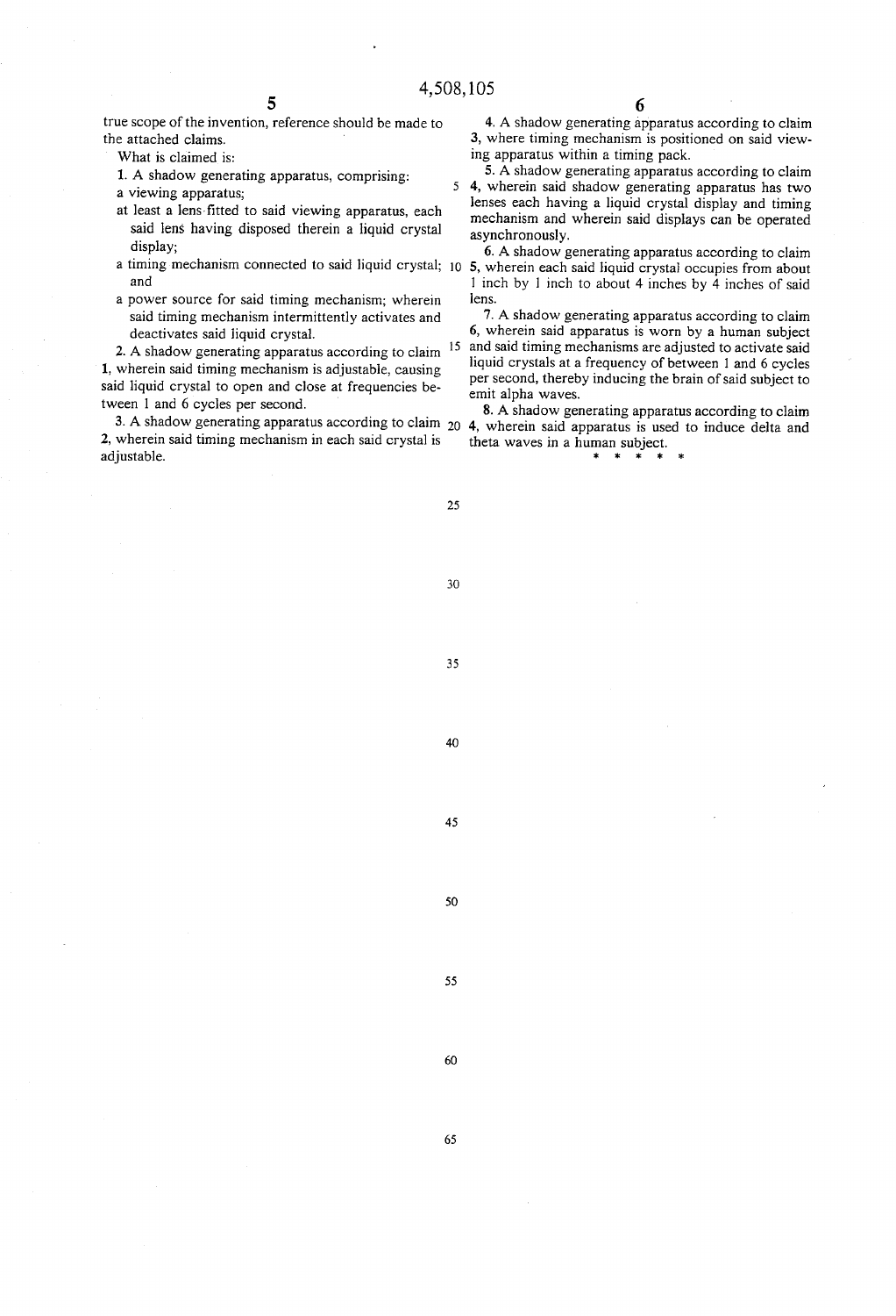true scope of the invention, reference should be made to the attached claims.

What is claimed is:

1. A shadow generating apparatus, comprising:
   - a viewing apparatus;
   - at least a lens fitted to said viewing apparatus, each said lens having disposed therein a liquid crystal display;
   - a timing mechanism connected to said liquid crystal; and
   - a power source for said timing mechanism; wherein said timing mechanism intermittently activates and deactivates said liquid crystal.

2. A shadow generating apparatus according to claim 1, wherein said timing mechanism is adjustable, causing said liquid crystal to open and close at frequencies between 1 and 6 cycles per second.

3. A shadow generating apparatus according to claim 2, wherein said timing mechanism in each said crystal is adjustable.

4. A shadow generating apparatus according to claim 3, where timing mechanism is positioned on said viewing apparatus within a timing pack.

5. A shadow generating apparatus according to claim 4, wherein said shadow generating apparatus has two lenses each having a liquid crystal display and timing mechanism and wherein said displays can be operated asynchronously.

6. A shadow generating apparatus according to claim 5, wherein each said liquid crystal occupies from about 1 inch by 1 inch to about 4 inches by 4 inches of said lens.

7. A shadow generating apparatus according to claim 6, wherein said apparatus is worn by a human subject and said timing mechanisms are adjusted to activate said liquid crystals at a frequency of between 1 and 6 cycles per second, thereby inducing the brain of said subject to emit alpha waves.

8. A shadow generating apparatus according to claim 4, wherein said apparatus is used to induce delta and theta waves in a human subject.

\* \* \* \* \*